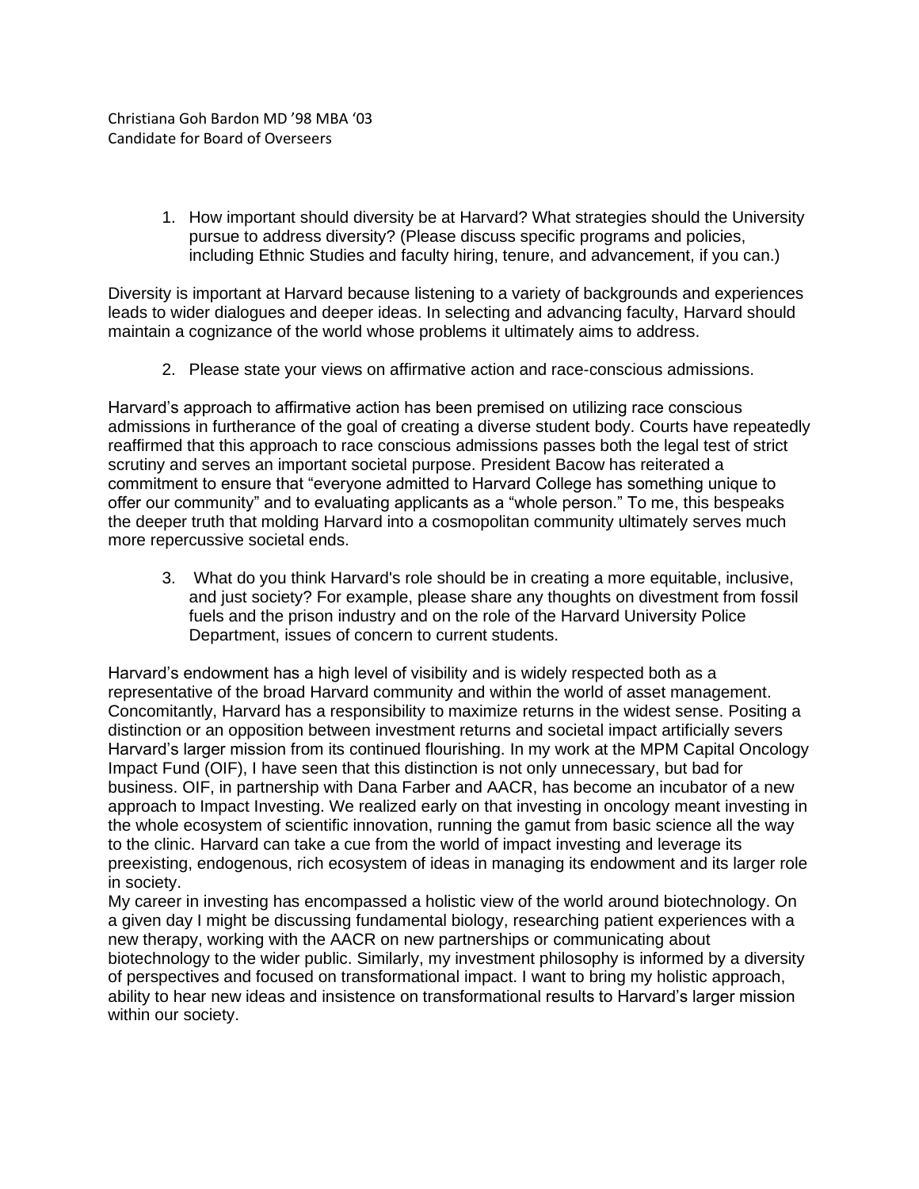Christiana Goh Bardon MD '98 MBA '03
Candidate for Board of Overseers

1. How important should diversity be at Harvard? What strategies should the University pursue to address diversity? (Please discuss specific programs and policies, including Ethnic Studies and faculty hiring, tenure, and advancement, if you can.)

Diversity is important at Harvard because listening to a variety of backgrounds and experiences leads to wider dialogues and deeper ideas. In selecting and advancing faculty, Harvard should maintain a cognizance of the world whose problems it ultimately aims to address.

2. Please state your views on affirmative action and race-conscious admissions.

Harvard's approach to affirmative action has been premised on utilizing race conscious admissions in furtherance of the goal of creating a diverse student body. Courts have repeatedly reaffirmed that this approach to race conscious admissions passes both the legal test of strict scrutiny and serves an important societal purpose. President Bacow has reiterated a commitment to ensure that "everyone admitted to Harvard College has something unique to offer our community" and to evaluating applicants as a "whole person." To me, this bespeaks the deeper truth that molding Harvard into a cosmopolitan community ultimately serves much more repercussive societal ends.

3. What do you think Harvard's role should be in creating a more equitable, inclusive, and just society? For example, please share any thoughts on divestment from fossil fuels and the prison industry and on the role of the Harvard University Police Department, issues of concern to current students.

Harvard's endowment has a high level of visibility and is widely respected both as a representative of the broad Harvard community and within the world of asset management. Concomitantly, Harvard has a responsibility to maximize returns in the widest sense. Positing a distinction or an opposition between investment returns and societal impact artificially severs Harvard's larger mission from its continued flourishing. In my work at the MPM Capital Oncology Impact Fund (OIF), I have seen that this distinction is not only unnecessary, but bad for business. OIF, in partnership with Dana Farber and AACR, has become an incubator of a new approach to Impact Investing. We realized early on that investing in oncology meant investing in the whole ecosystem of scientific innovation, running the gamut from basic science all the way to the clinic. Harvard can take a cue from the world of impact investing and leverage its preexisting, endogenous, rich ecosystem of ideas in managing its endowment and its larger role in society.

My career in investing has encompassed a holistic view of the world around biotechnology. On a given day I might be discussing fundamental biology, researching patient experiences with a new therapy, working with the AACR on new partnerships or communicating about biotechnology to the wider public. Similarly, my investment philosophy is informed by a diversity of perspectives and focused on transformational impact. I want to bring my holistic approach, ability to hear new ideas and insistence on transformational results to Harvard's larger mission within our society.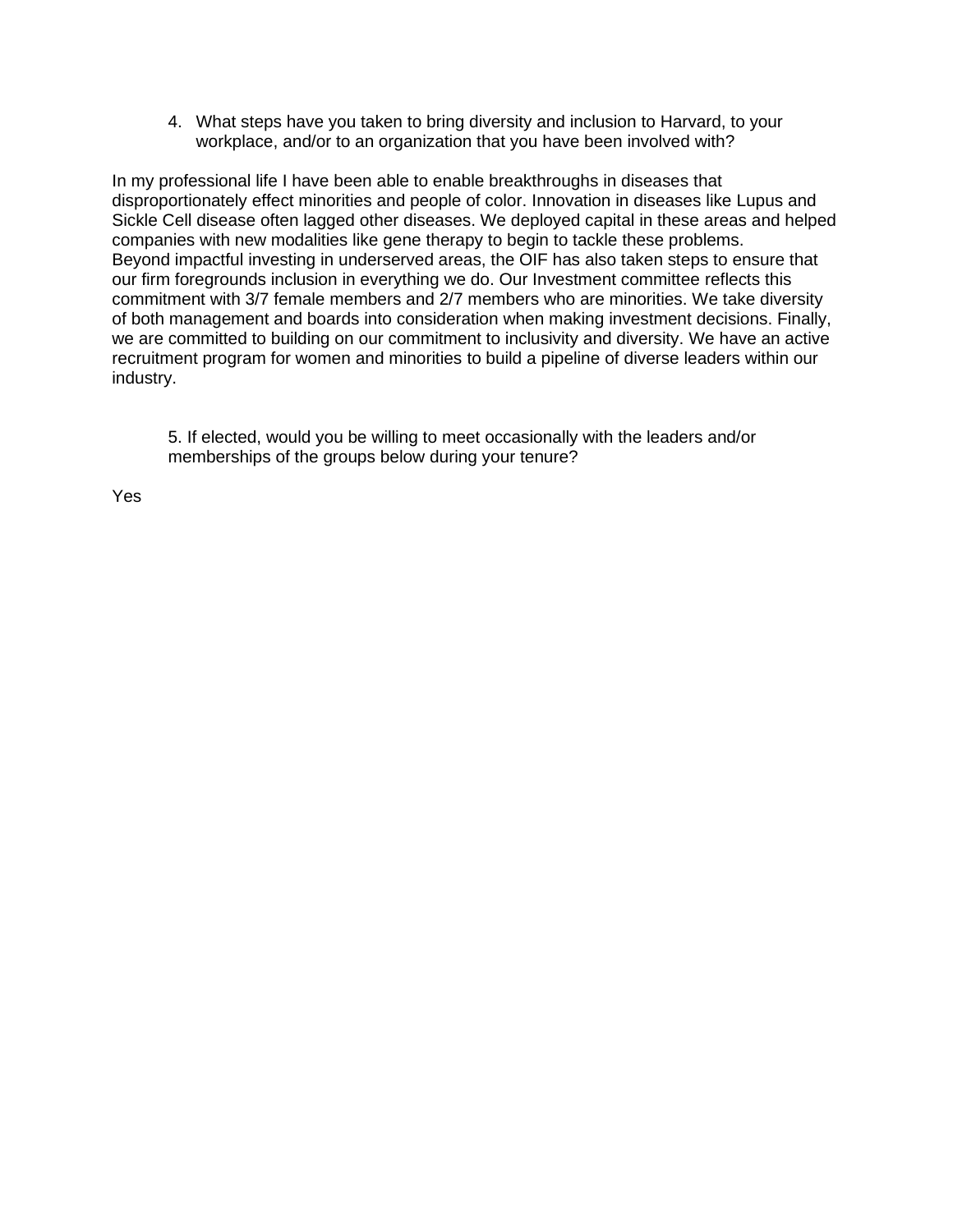4. What steps have you taken to bring diversity and inclusion to Harvard, to your workplace, and/or to an organization that you have been involved with?

In my professional life I have been able to enable breakthroughs in diseases that disproportionately effect minorities and people of color. Innovation in diseases like Lupus and Sickle Cell disease often lagged other diseases. We deployed capital in these areas and helped companies with new modalities like gene therapy to begin to tackle these problems.
Beyond impactful investing in underserved areas, the OIF has also taken steps to ensure that our firm foregrounds inclusion in everything we do. Our Investment committee reflects this commitment with 3/7 female members and 2/7 members who are minorities. We take diversity of both management and boards into consideration when making investment decisions. Finally, we are committed to building on our commitment to inclusivity and diversity. We have an active recruitment program for women and minorities to build a pipeline of diverse leaders within our industry.

5. If elected, would you be willing to meet occasionally with the leaders and/or memberships of the groups below during your tenure?

Yes